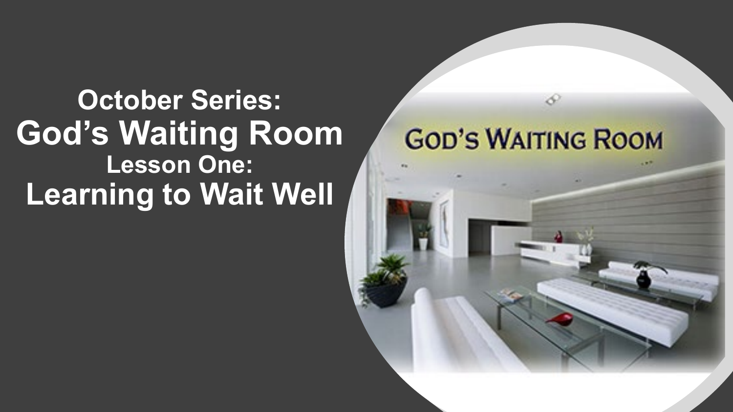# October Series:
# God's Waiting Room
## Lesson One:
## Learning to Wait Well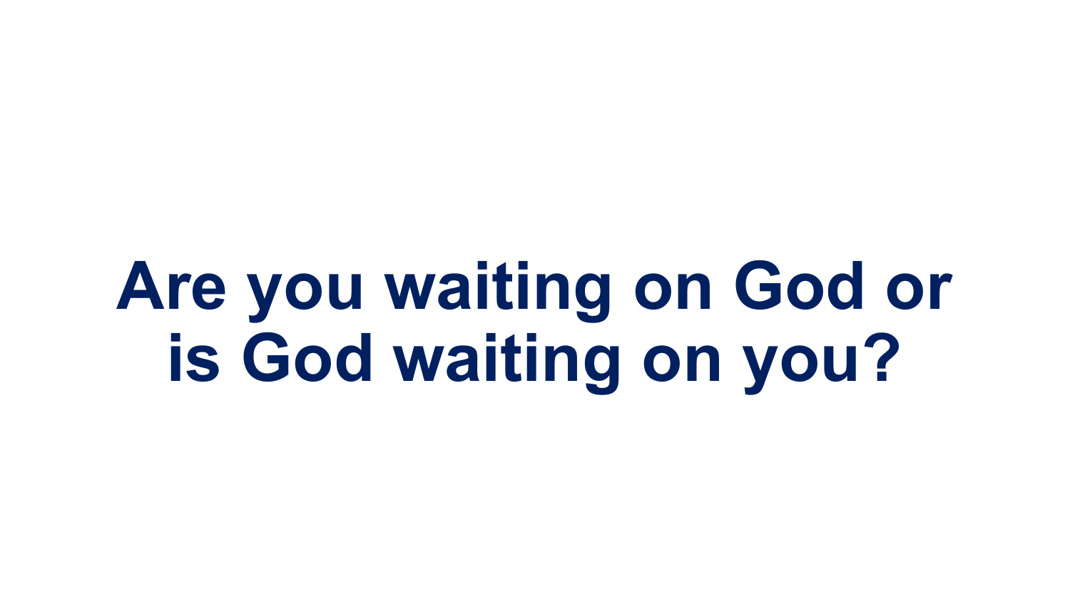# Are you waiting on God or is God waiting on you?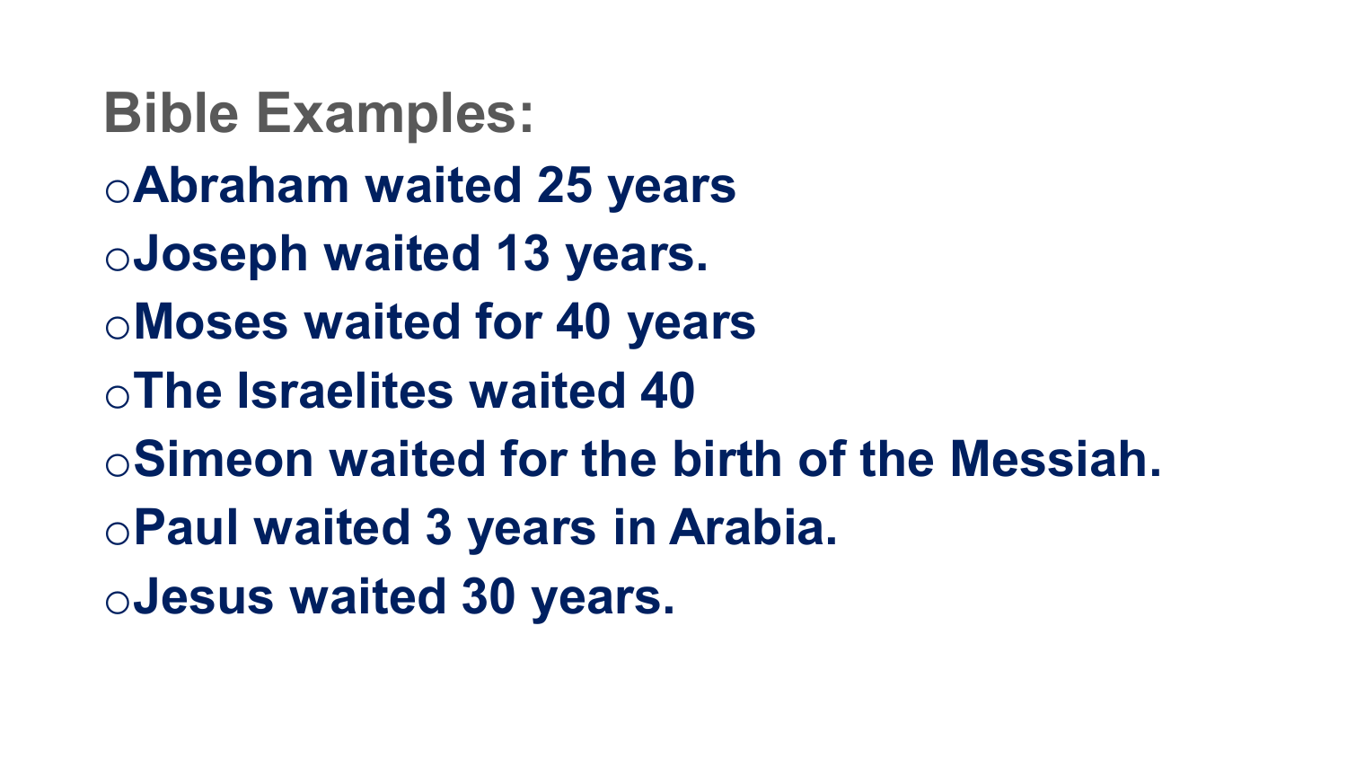## Bible Examples:

- **Abraham waited 25 years**
- **Joseph waited 13 years.**
- **Moses waited for 40 years**
- **The Israelites waited 40**
- **Simeon waited for the birth of the Messiah.**
- **Paul waited 3 years in Arabia.**
- **Jesus waited 30 years.**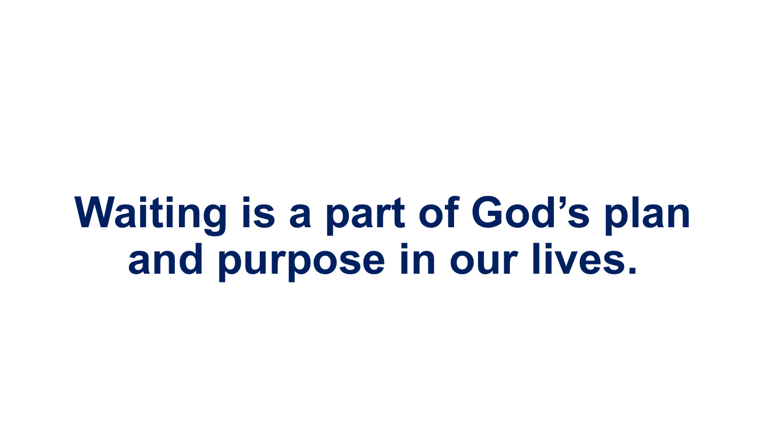**Waiting is a part of God's plan and purpose in our lives.**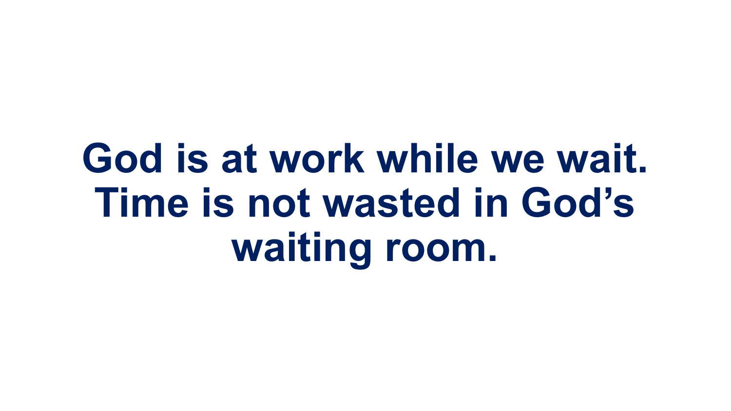**God is at work while we wait. Time is not wasted in God’s waiting room.**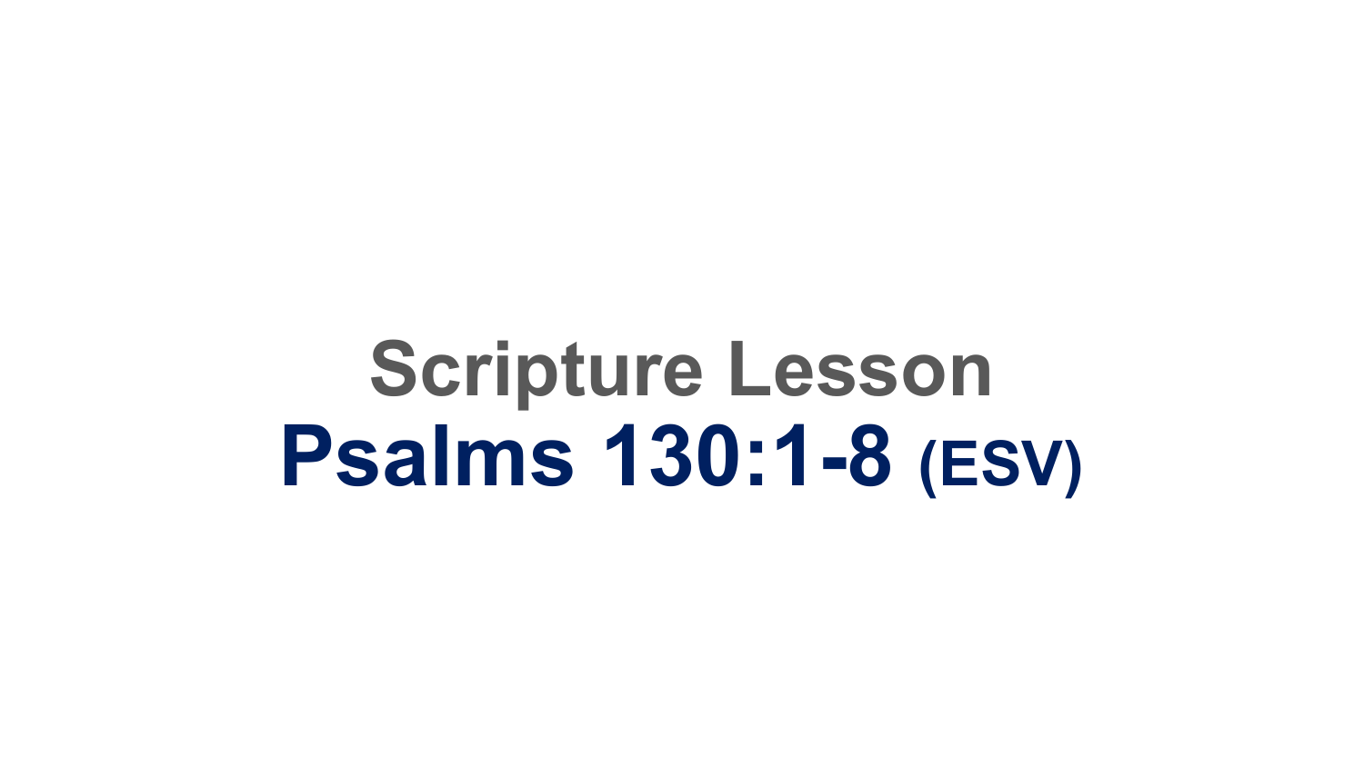# Scripture Lesson

## Psalms 130:1-8 (ESV)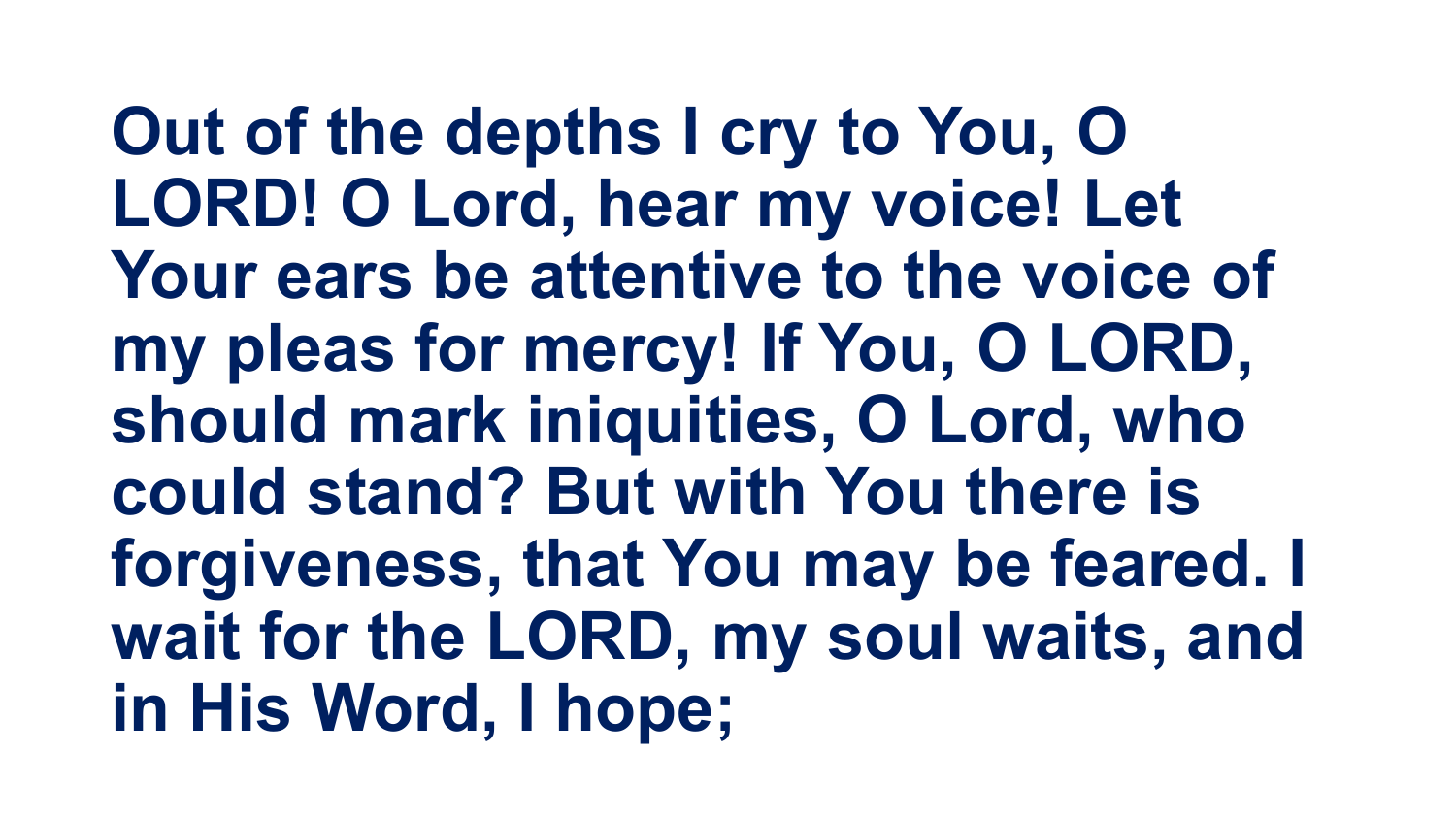**Out of the depths I cry to You, O LORD! O Lord, hear my voice! Let Your ears be attentive to the voice of my pleas for mercy! If You, O LORD, should mark iniquities, O Lord, who could stand? But with You there is forgiveness, that You may be feared. I wait for the LORD, my soul waits, and in His Word, I hope;**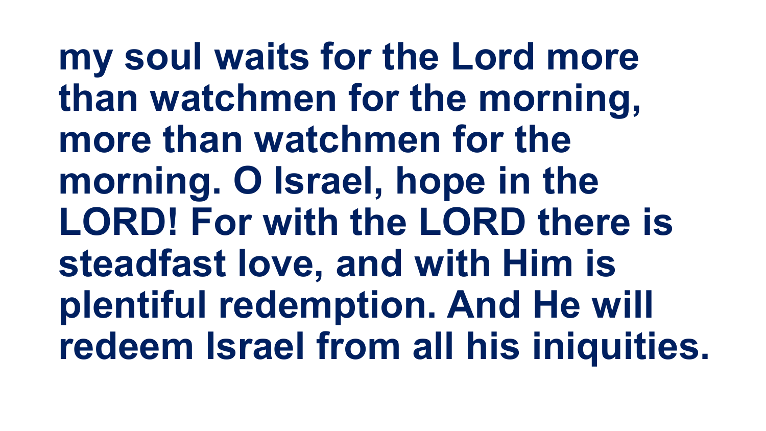**my soul waits for the Lord more than watchmen for the morning, more than watchmen for the morning. O Israel, hope in the LORD! For with the LORD there is steadfast love, and with Him is plentiful redemption. And He will redeem Israel from all his iniquities.**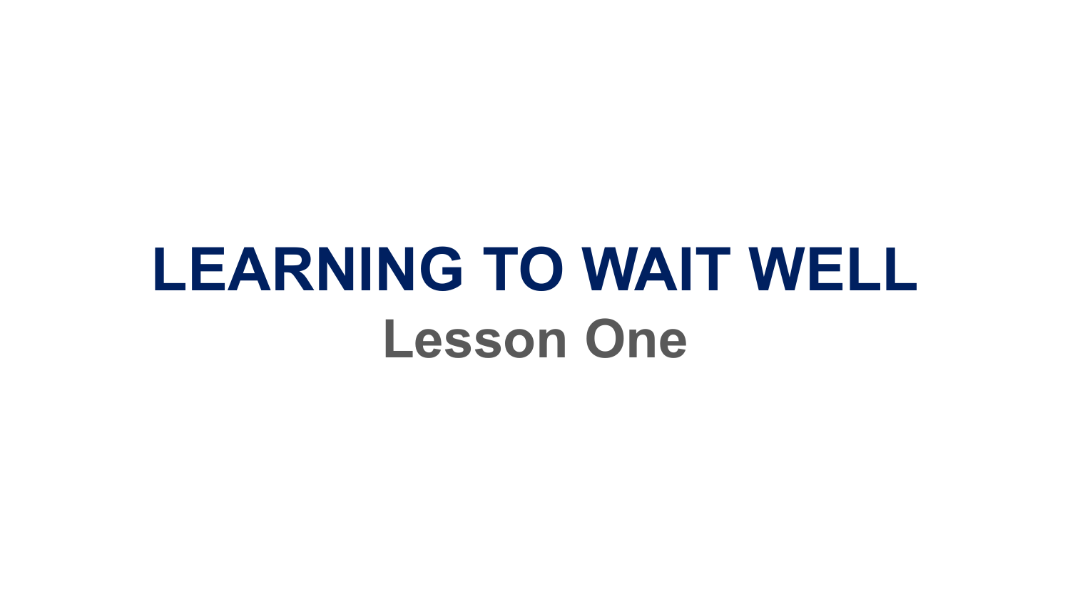# LEARNING TO WAIT WELL

## Lesson One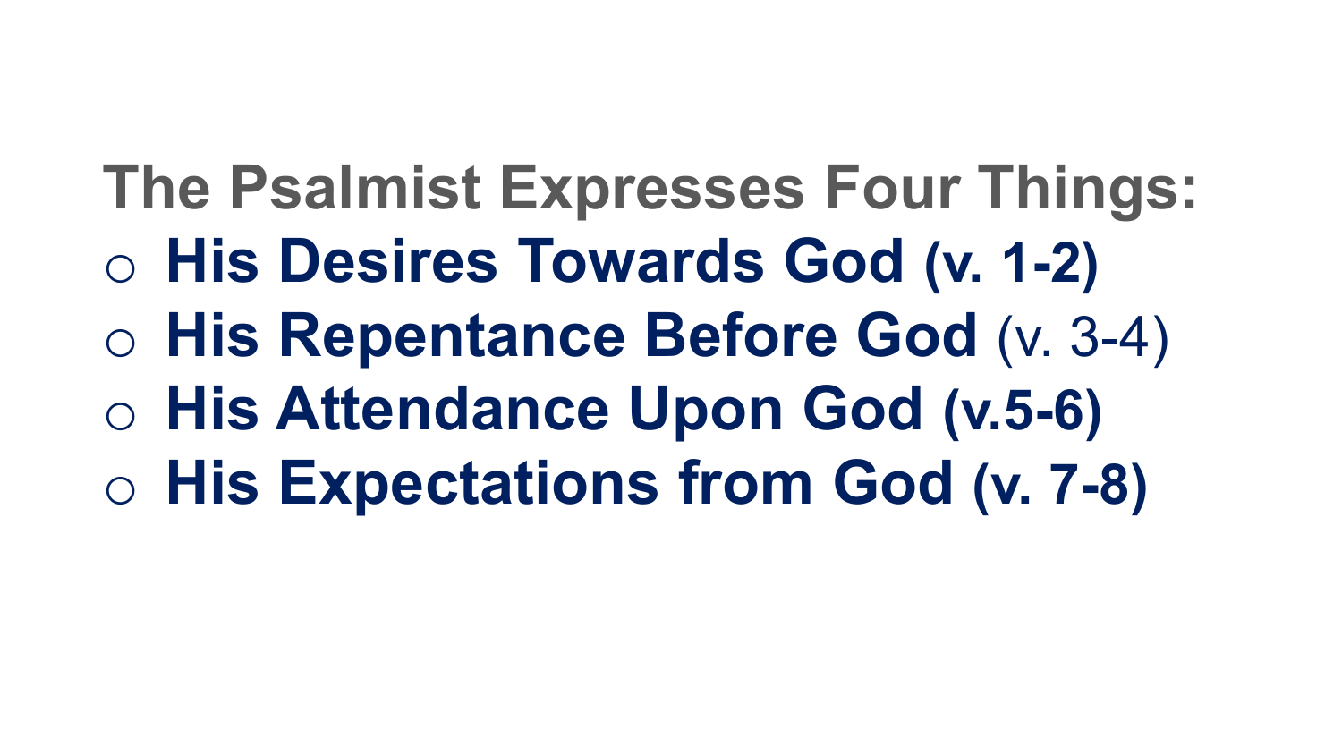## The Psalmist Expresses Four Things:

- **His Desires Towards God (v. 1-2)**
- **His Repentance Before God** (v. 3-4)
- **His Attendance Upon God (v.5-6)**
- **His Expectations from God (v. 7-8)**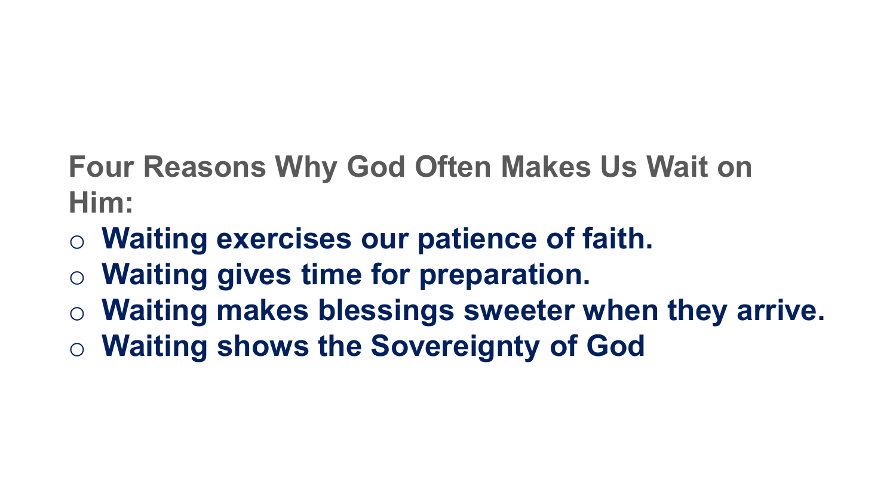**Four Reasons Why God Often Makes Us Wait on Him:**

- **Waiting exercises our patience of faith.**
- **Waiting gives time for preparation.**
- **Waiting makes blessings sweeter when they arrive.**
- **Waiting shows the Sovereignty of God**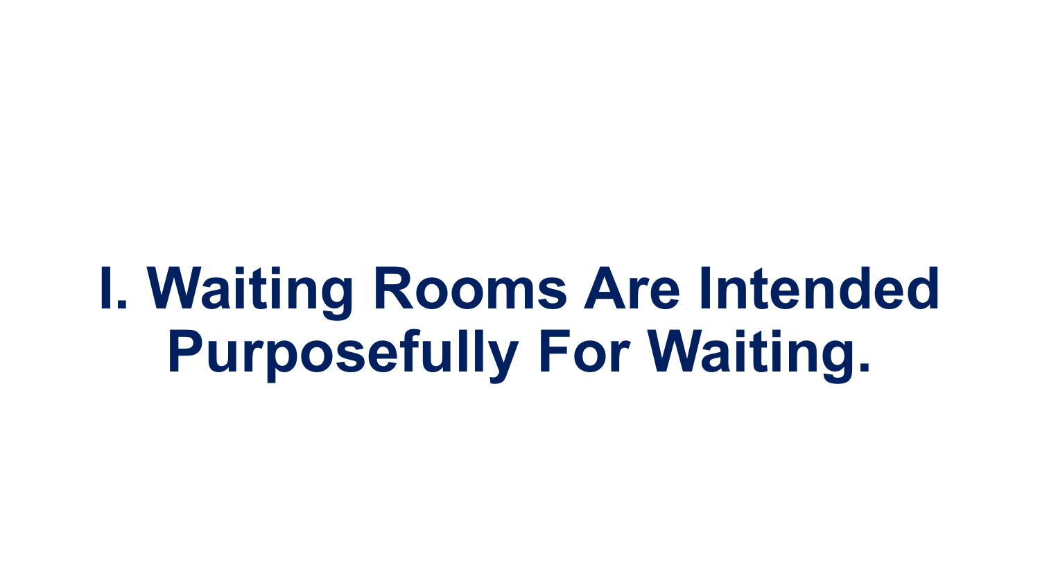# I. Waiting Rooms Are Intended Purposefully For Waiting.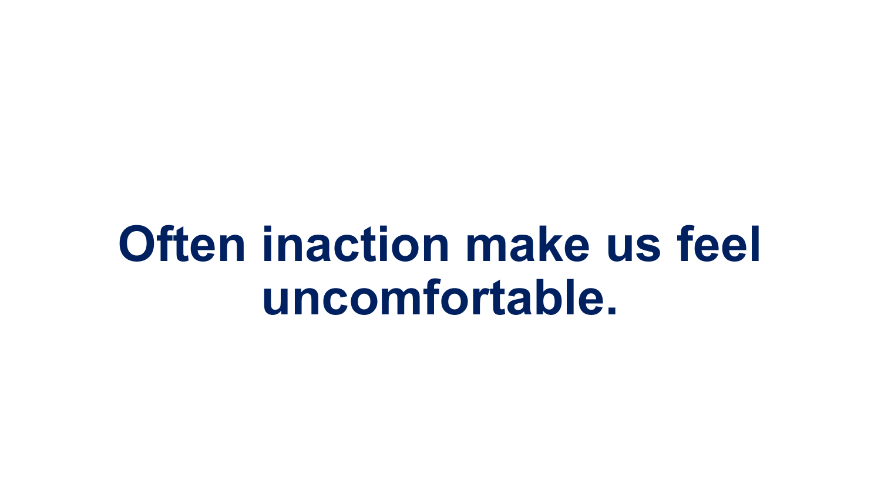**Often inaction make us feel uncomfortable.**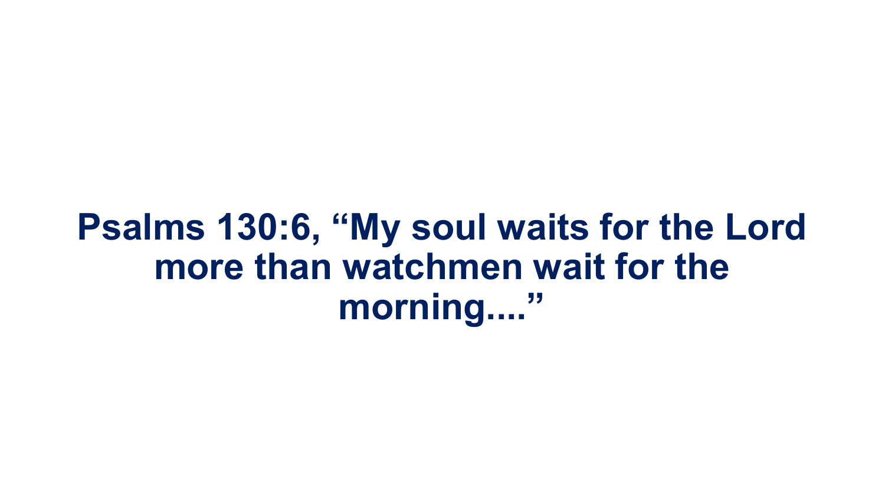**Psalms 130:6, “My soul waits for the Lord more than watchmen wait for the morning....”**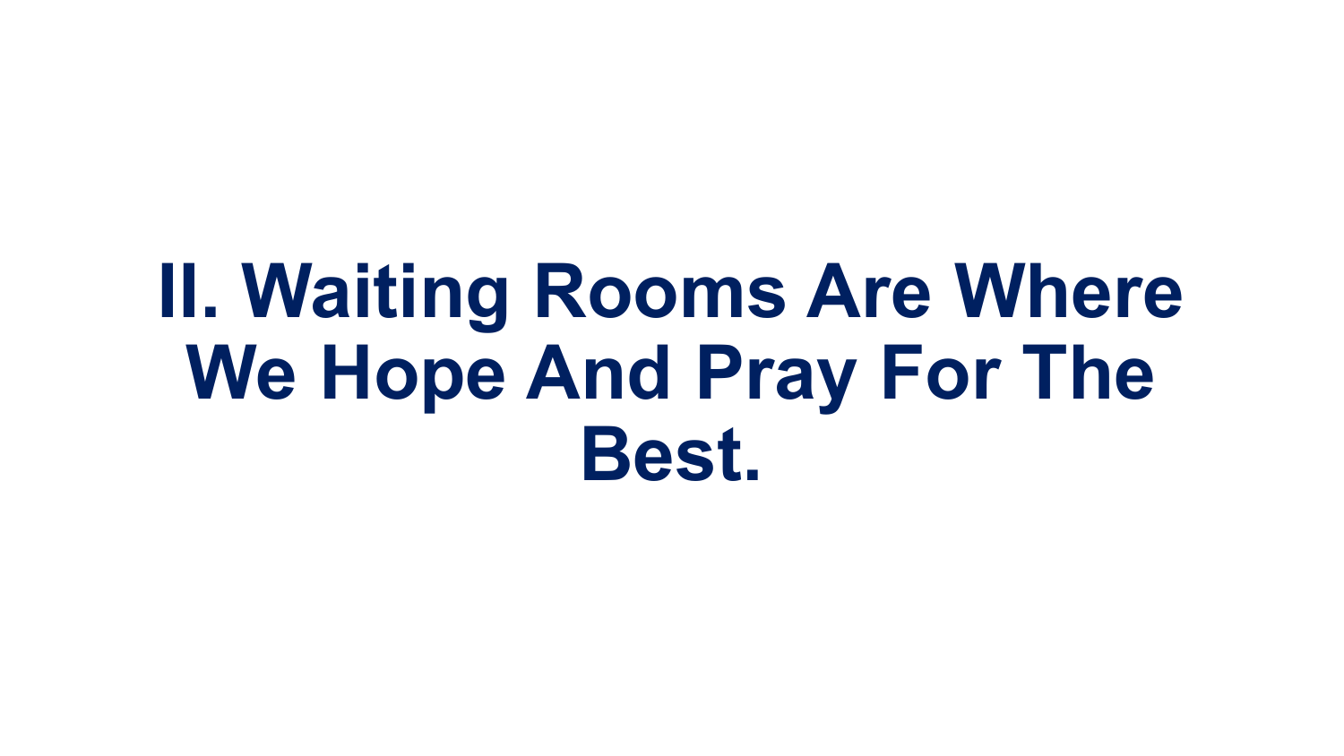# II. Waiting Rooms Are Where We Hope And Pray For The Best.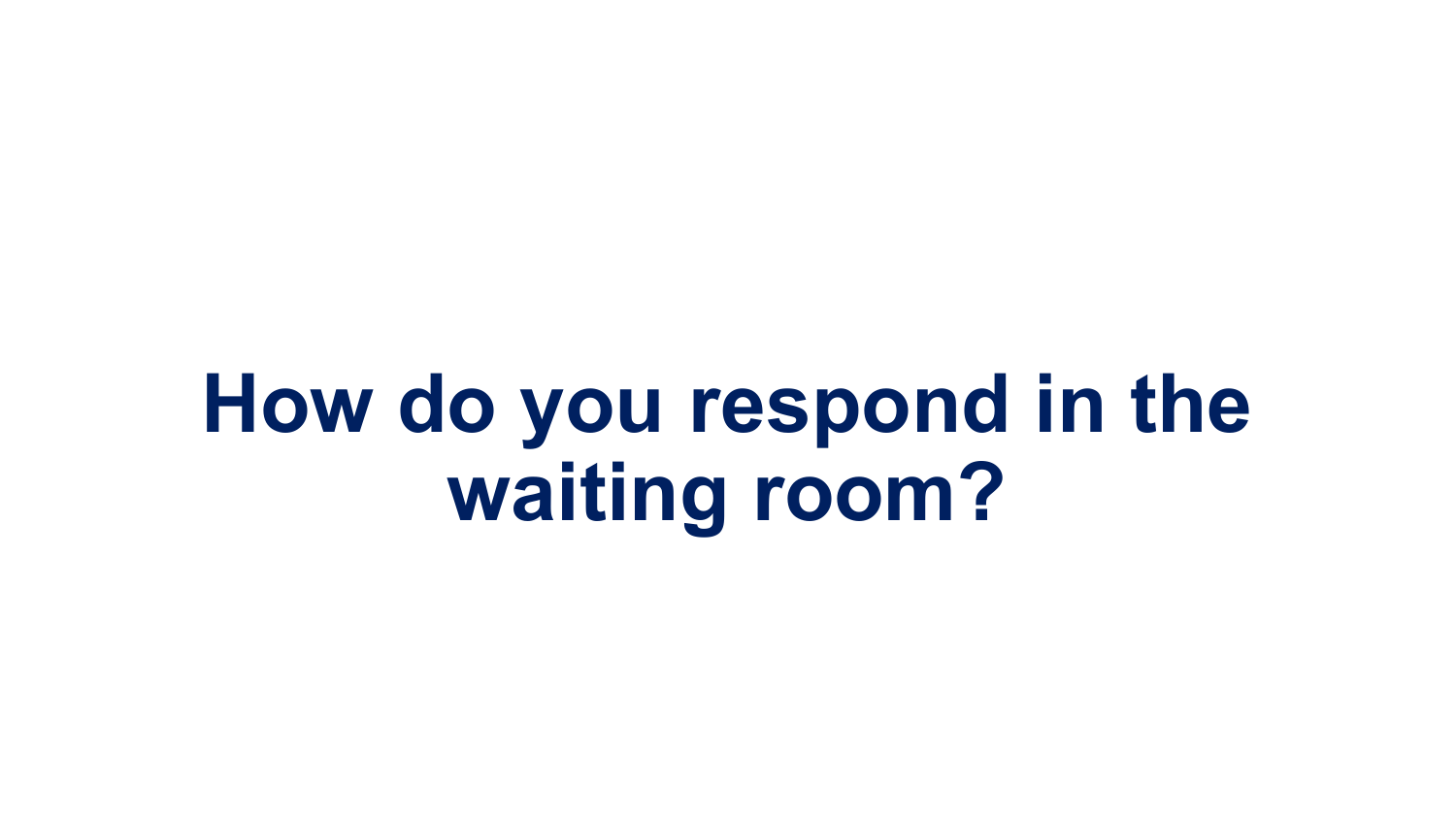# How do you respond in the waiting room?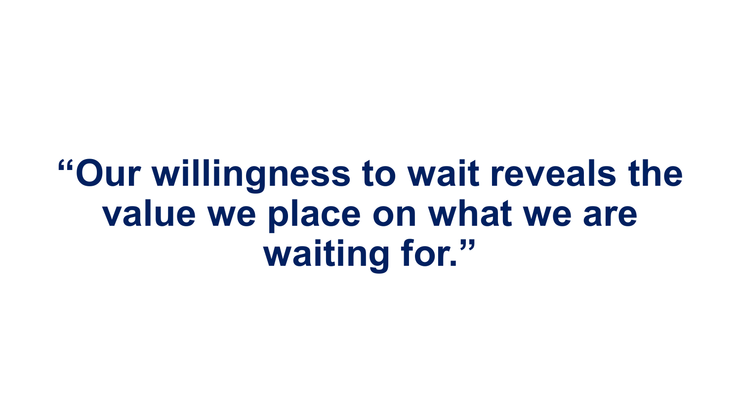**“Our willingness to wait reveals the value we place on what we are waiting for.”**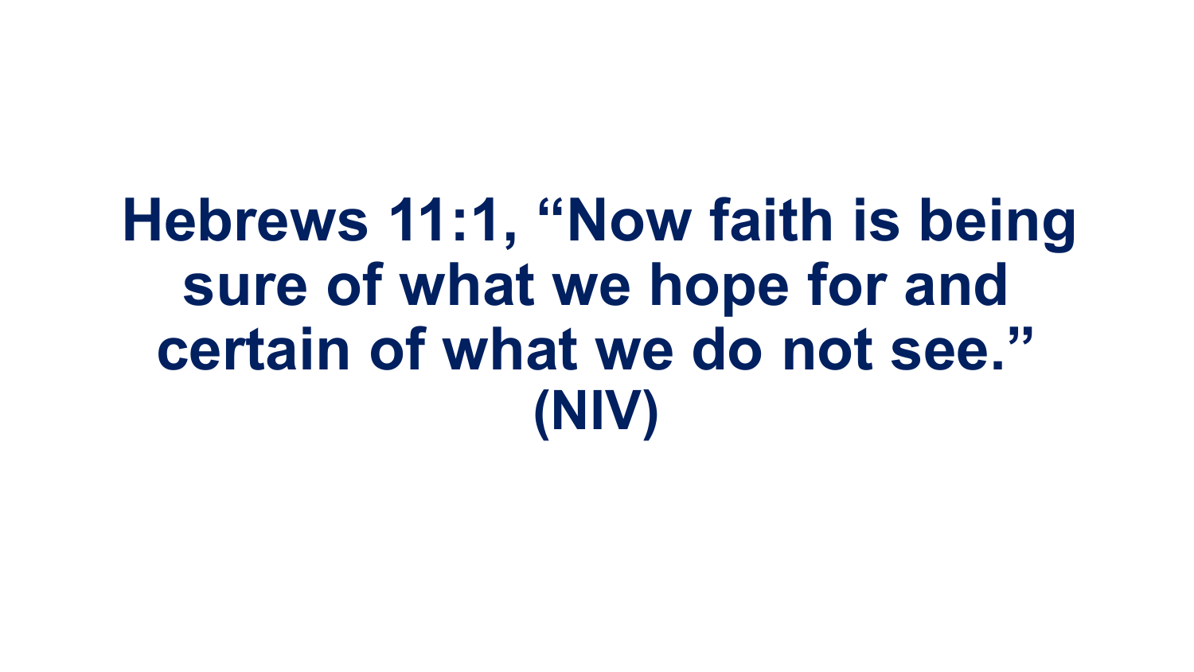**Hebrews 11:1, “Now faith is being sure of what we hope for and certain of what we do not see.” (NIV)**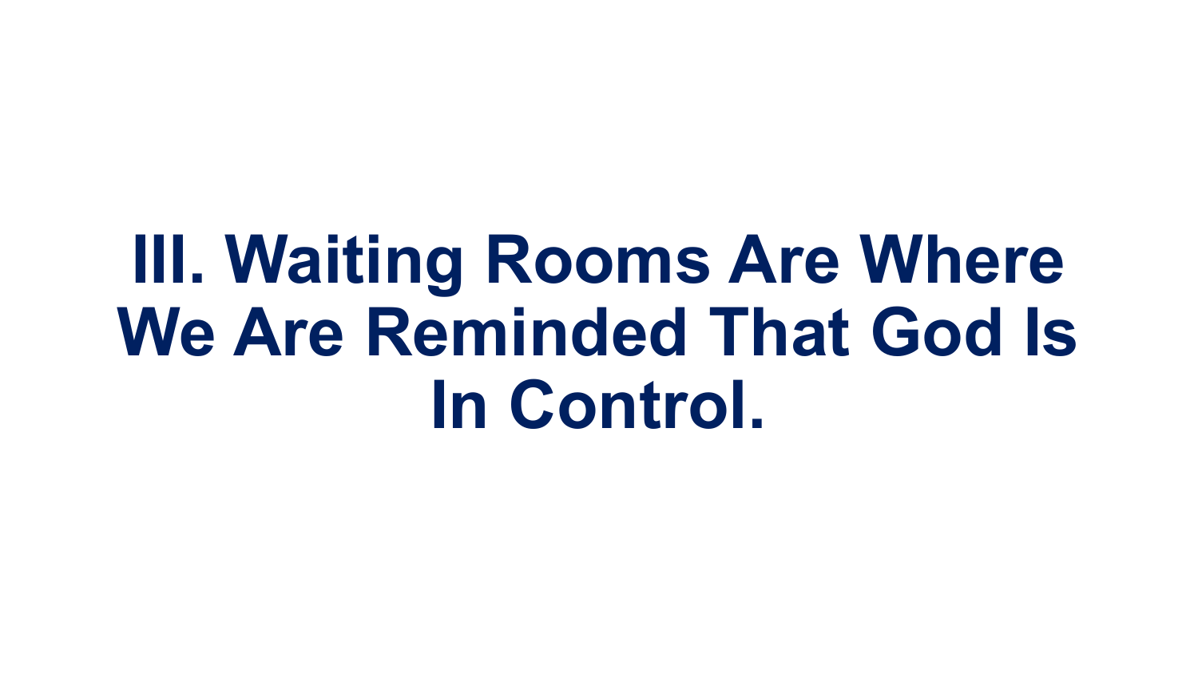# III. Waiting Rooms Are Where We Are Reminded That God Is In Control.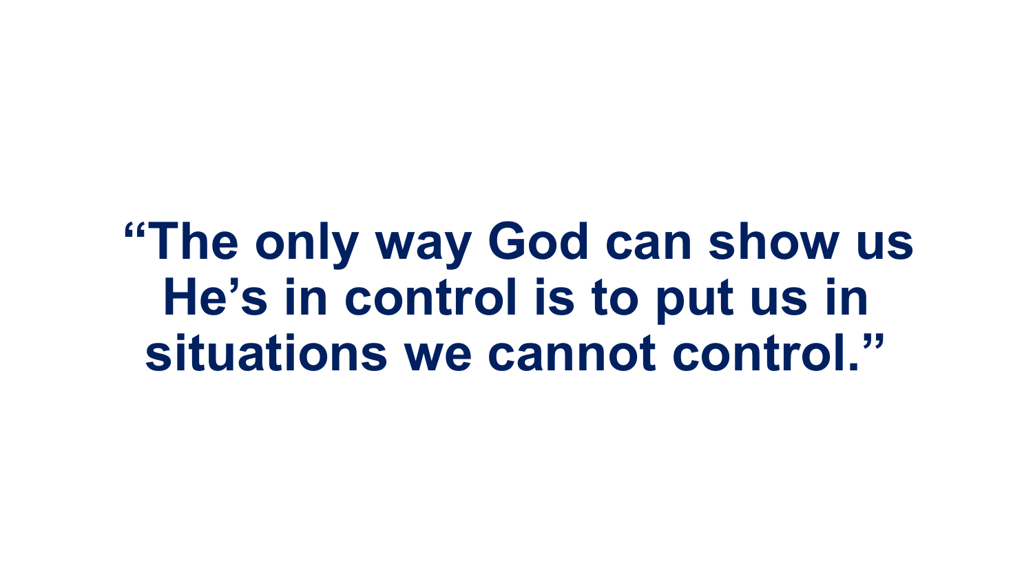**“The only way God can show us He’s in control is to put us in situations we cannot control.”**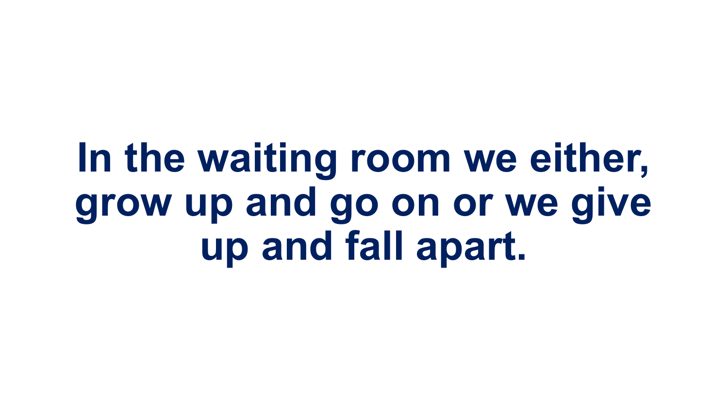**In the waiting room we either, grow up and go on or we give up and fall apart.**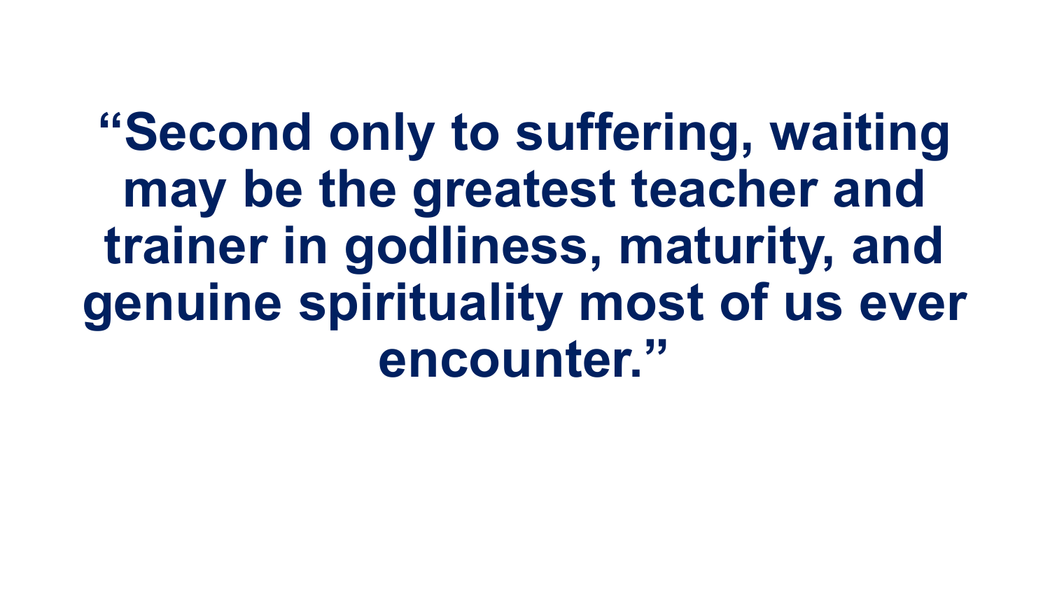**“Second only to suffering, waiting may be the greatest teacher and trainer in godliness, maturity, and genuine spirituality most of us ever encounter.”**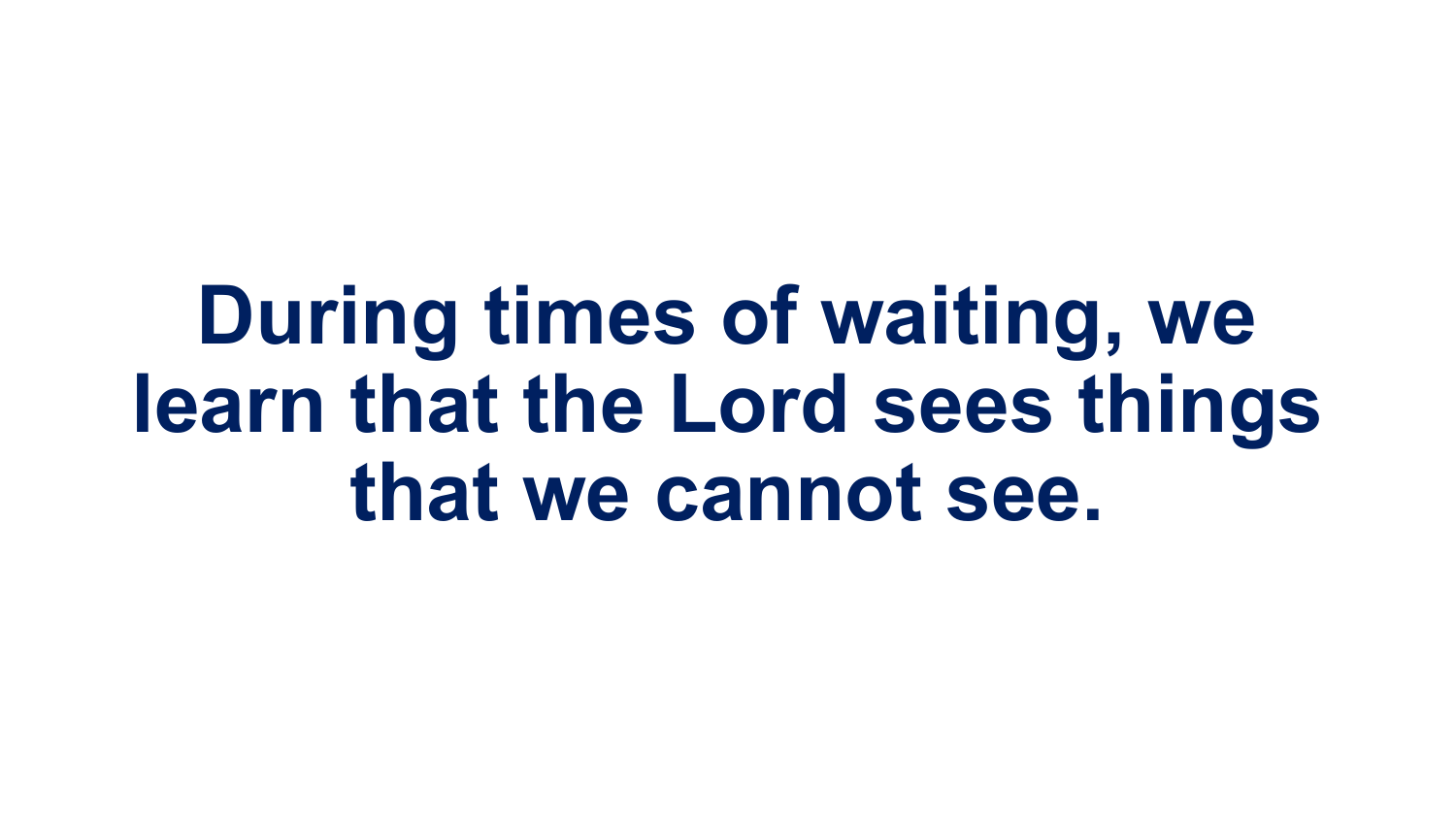**During times of waiting, we learn that the Lord sees things that we cannot see.**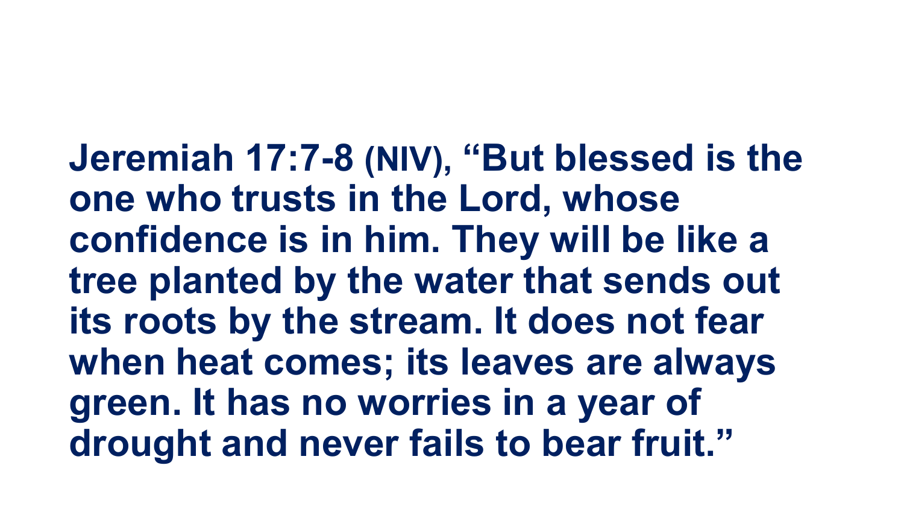**Jeremiah 17:7-8 (NIV), “But blessed is the one who trusts in the Lord, whose confidence is in him. They will be like a tree planted by the water that sends out its roots by the stream. It does not fear when heat comes; its leaves are always green. It has no worries in a year of drought and never fails to bear fruit.”**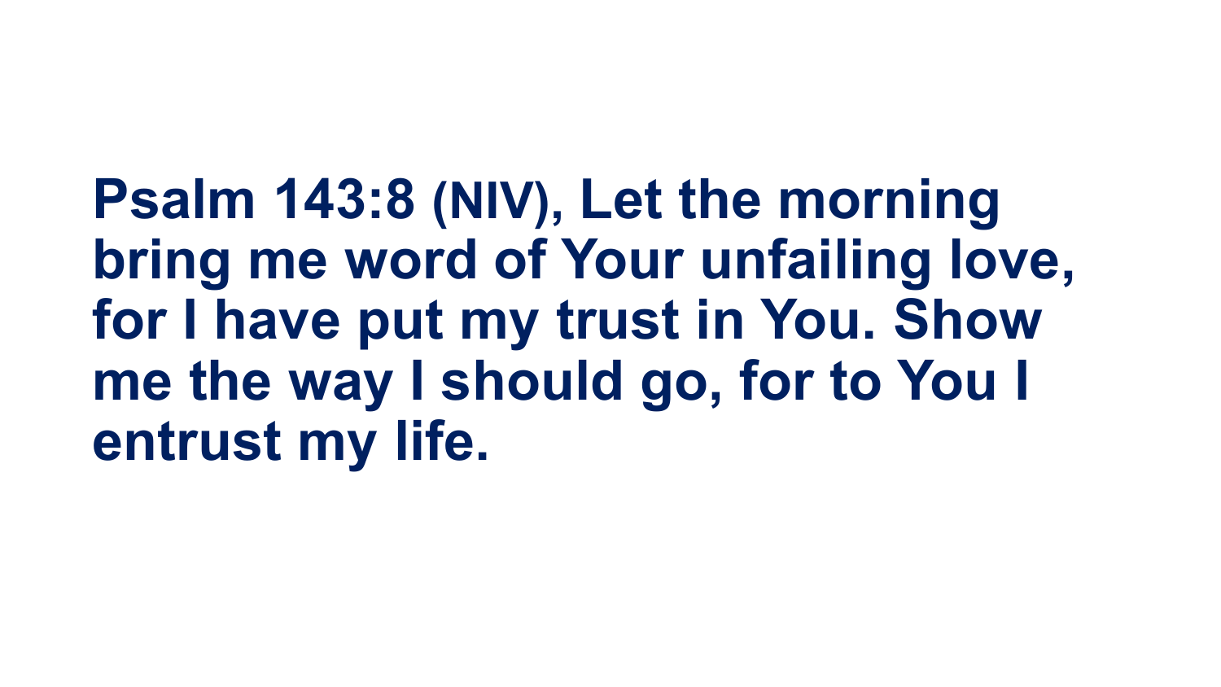**Psalm 143:8 (NIV), Let the morning bring me word of Your unfailing love, for I have put my trust in You. Show me the way I should go, for to You I entrust my life.**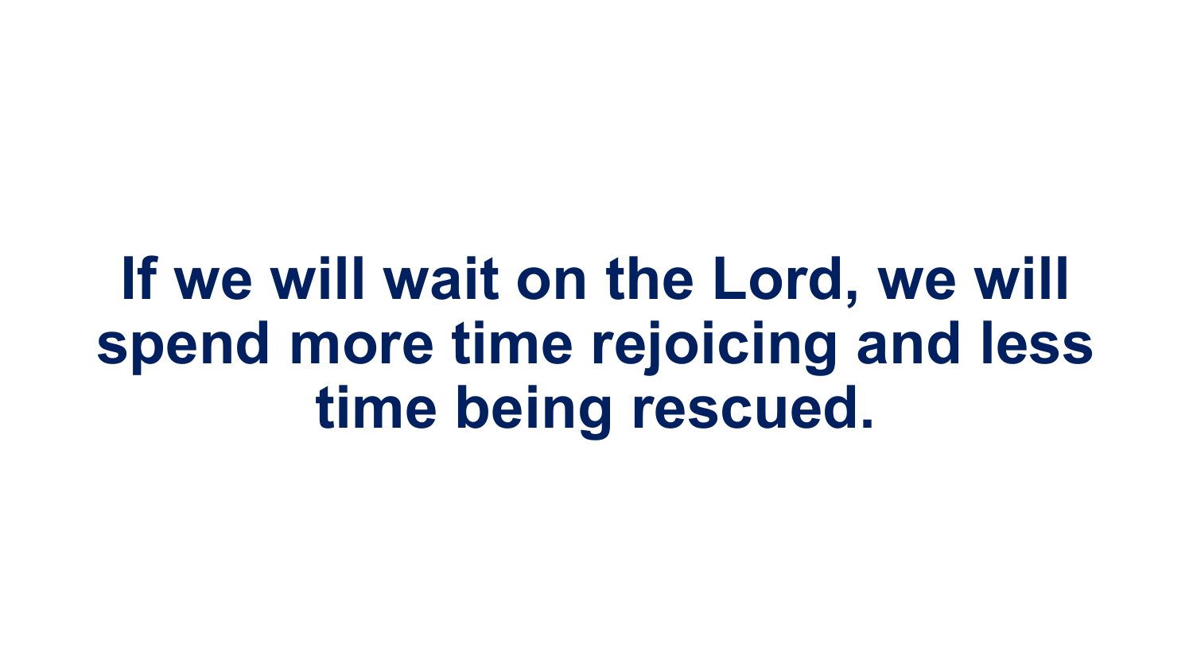**If we will wait on the Lord, we will spend more time rejoicing and less time being rescued.**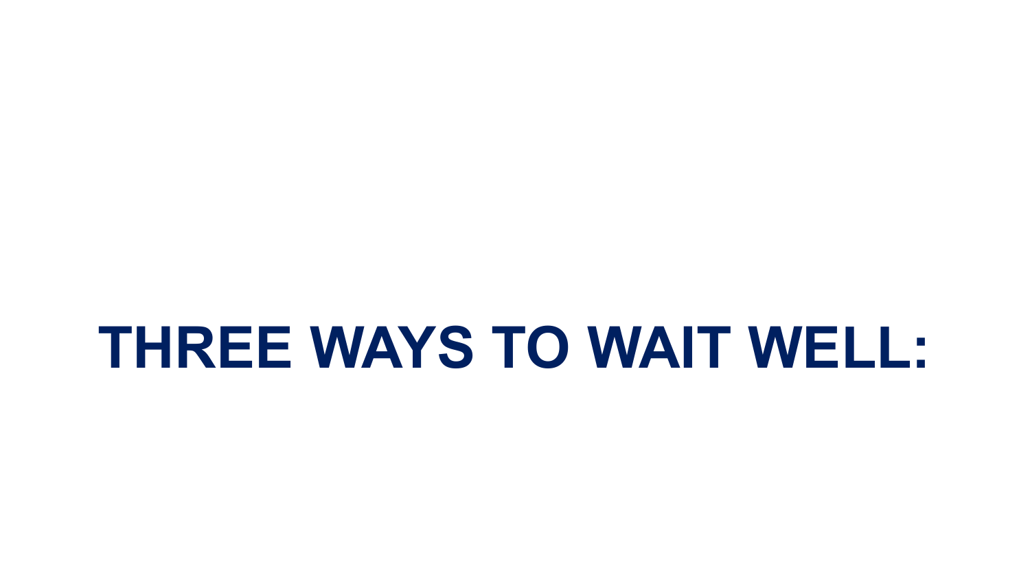# THREE WAYS TO WAIT WELL: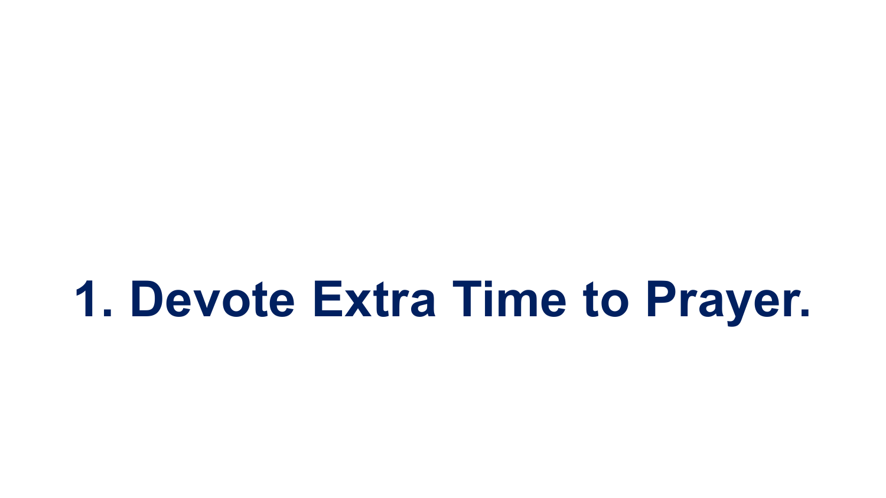# 1. Devote Extra Time to Prayer.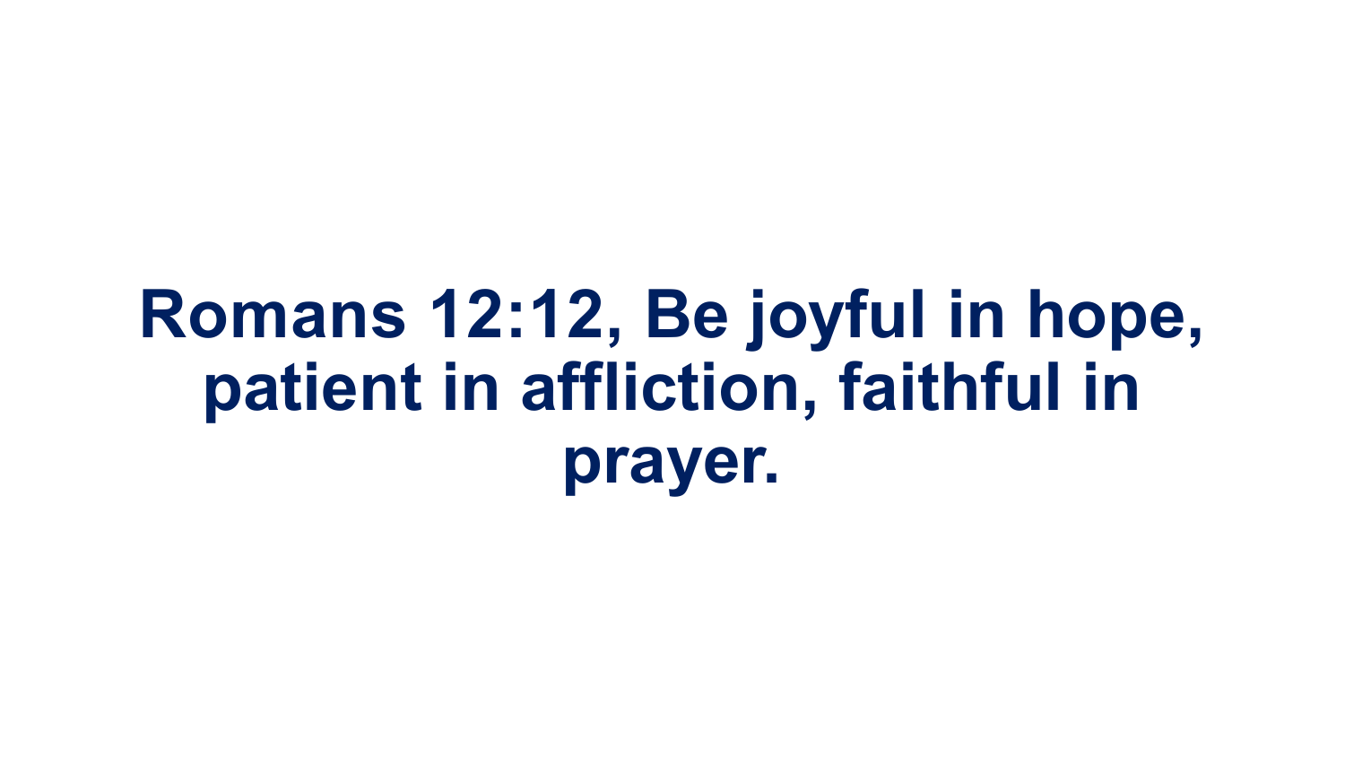**Romans 12:12, Be joyful in hope, patient in affliction, faithful in prayer.**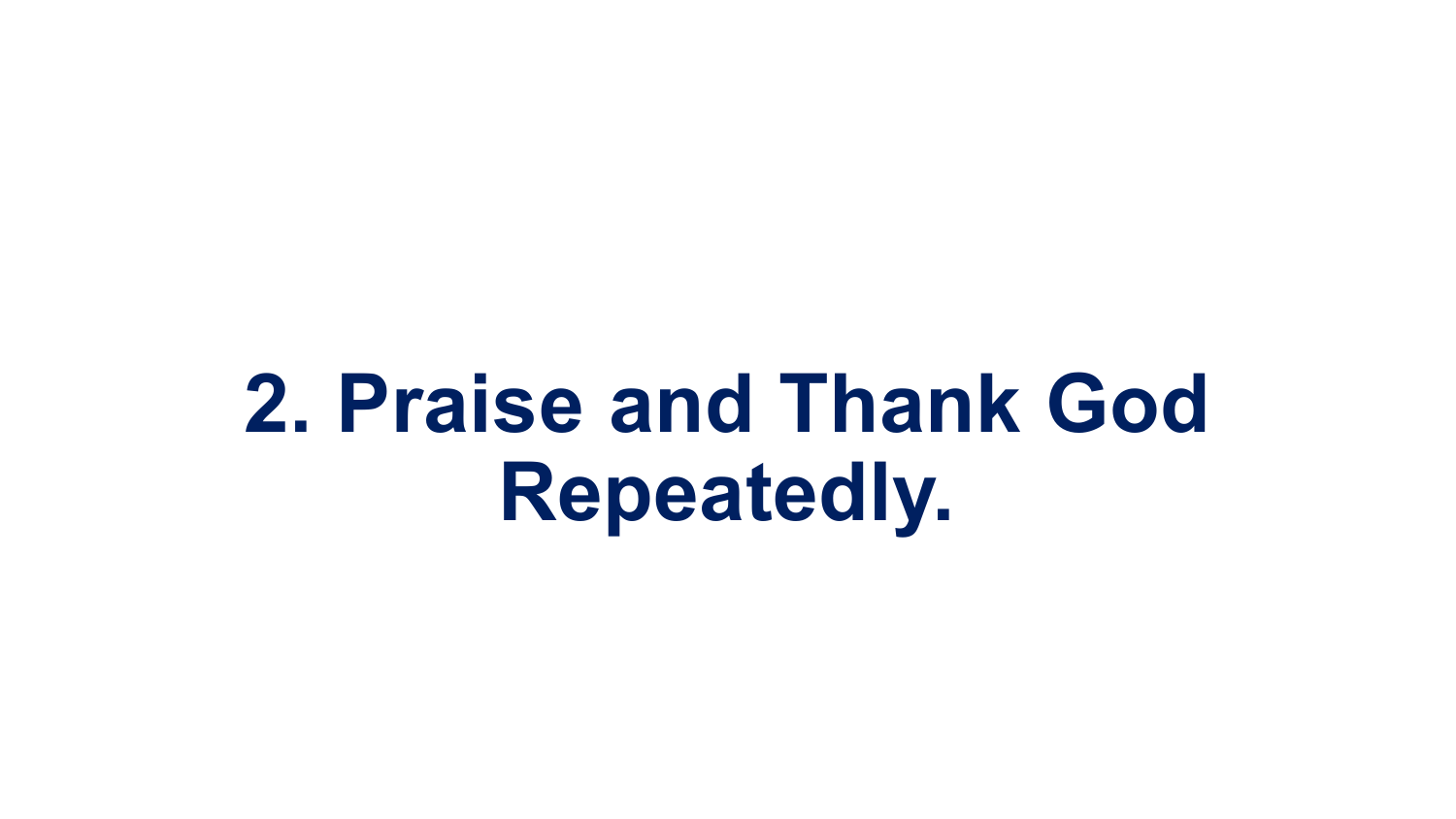# 2. Praise and Thank God Repeatedly.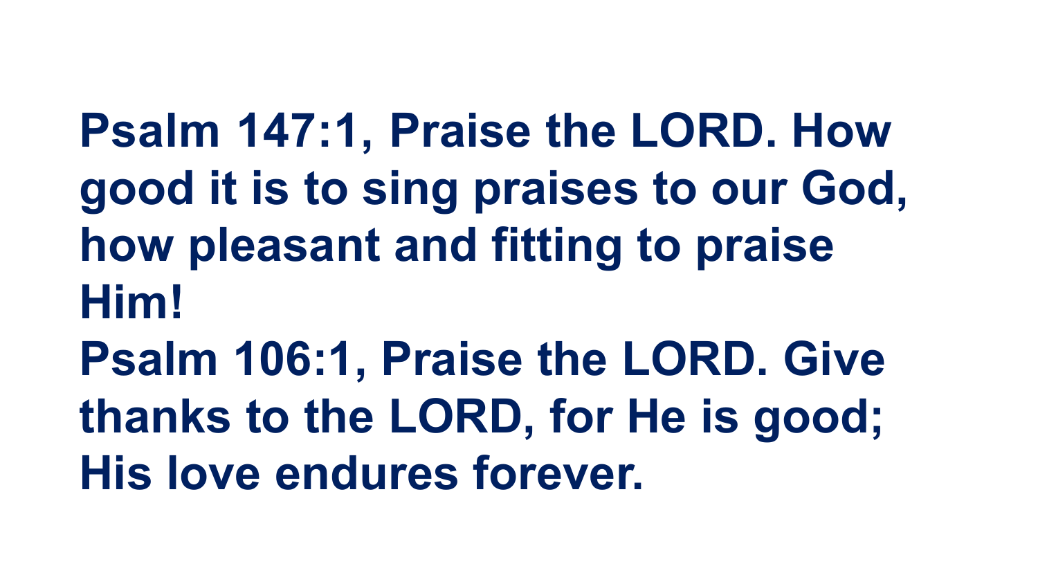**Psalm 147:1, Praise the LORD. How good it is to sing praises to our God, how pleasant and fitting to praise Him!**
**Psalm 106:1, Praise the LORD. Give thanks to the LORD, for He is good; His love endures forever.**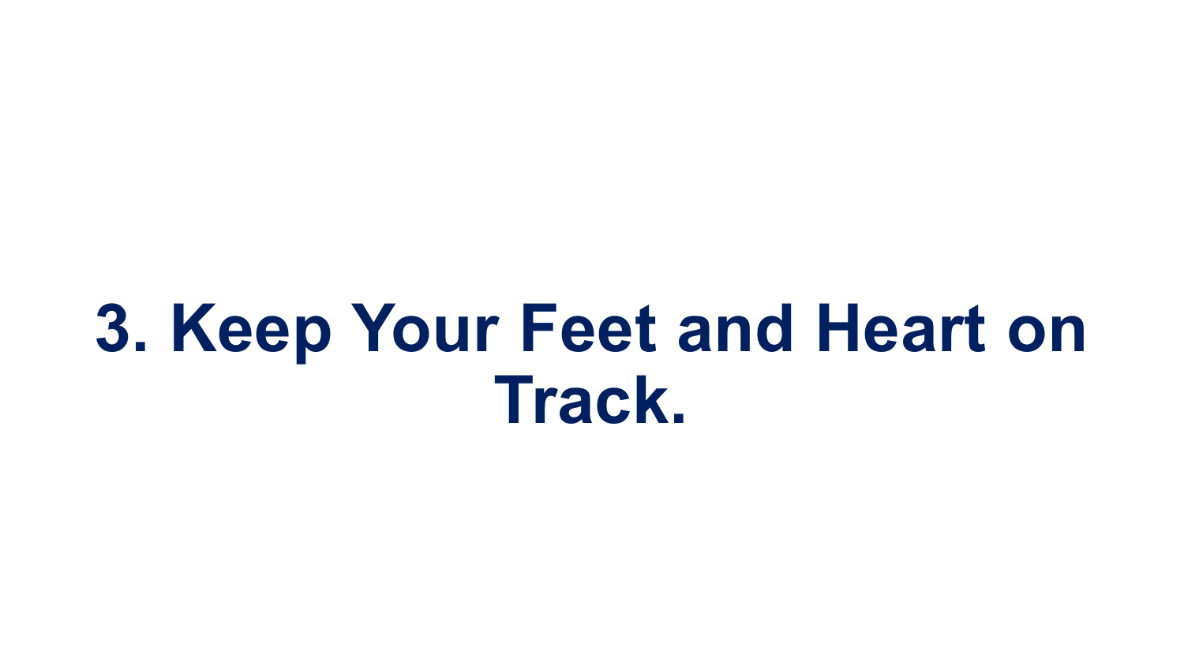# 3. Keep Your Feet and Heart on Track.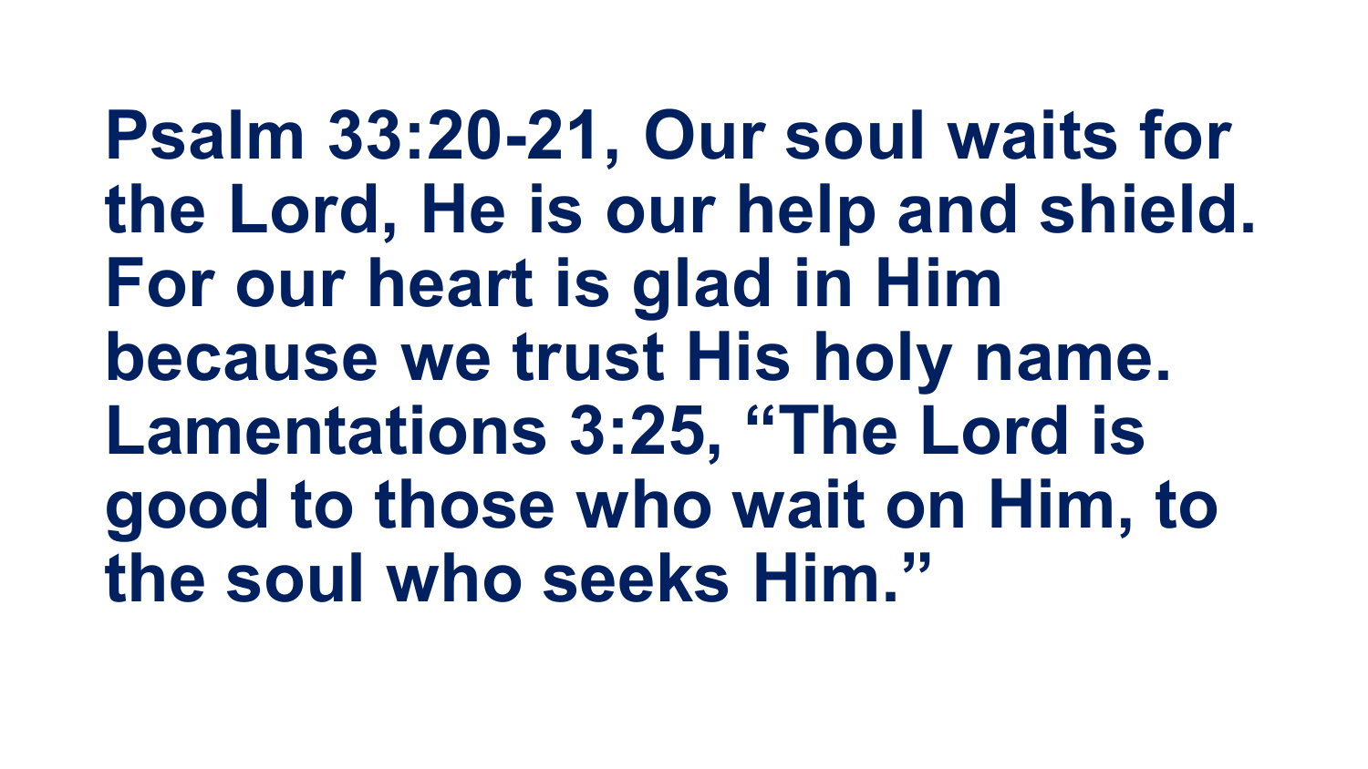**Psalm 33:20-21, Our soul waits for the Lord, He is our help and shield. For our heart is glad in Him because we trust His holy name. Lamentations 3:25, "The Lord is good to those who wait on Him, to the soul who seeks Him."**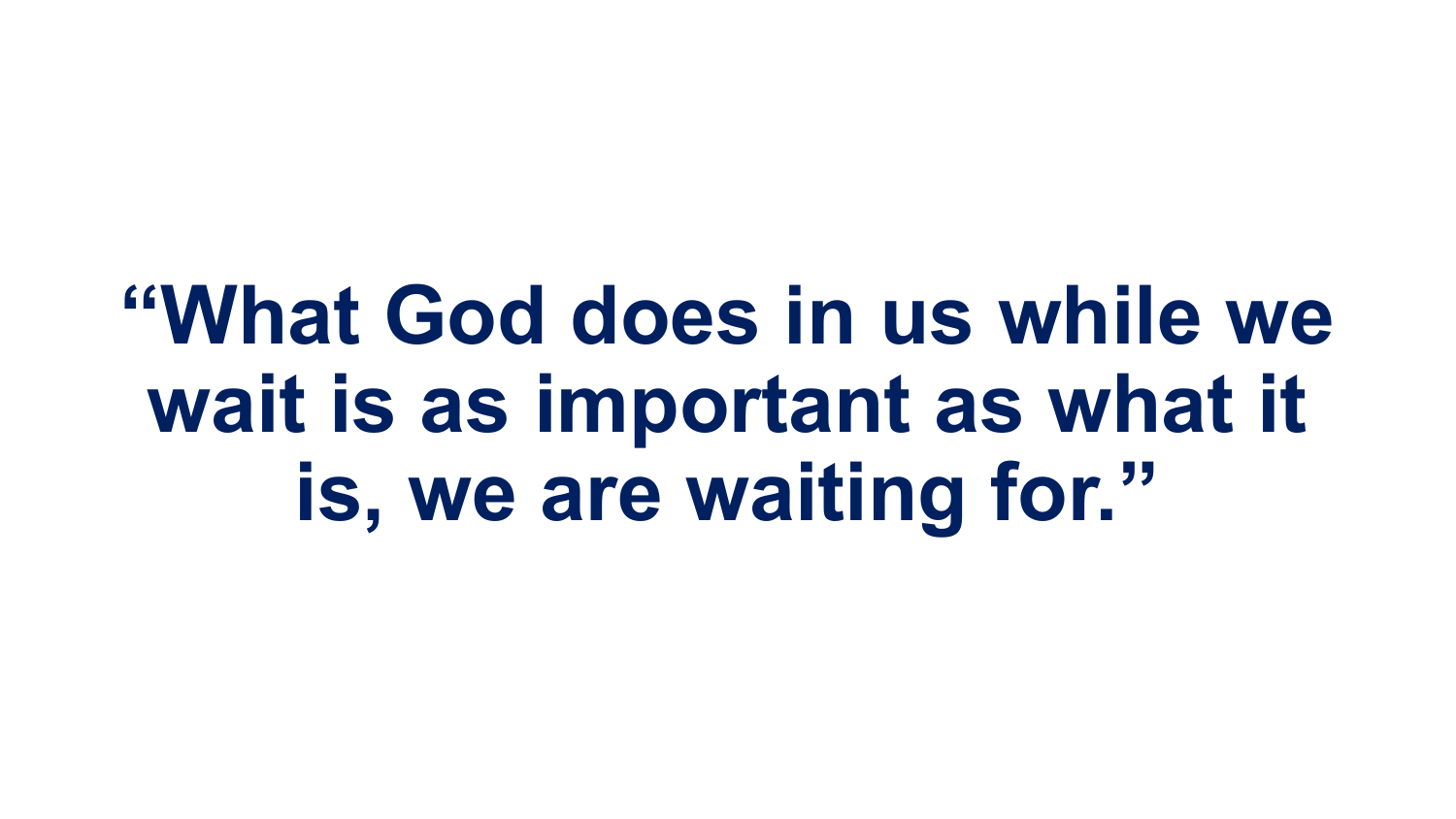**“What God does in us while we wait is as important as what it is, we are waiting for.”**